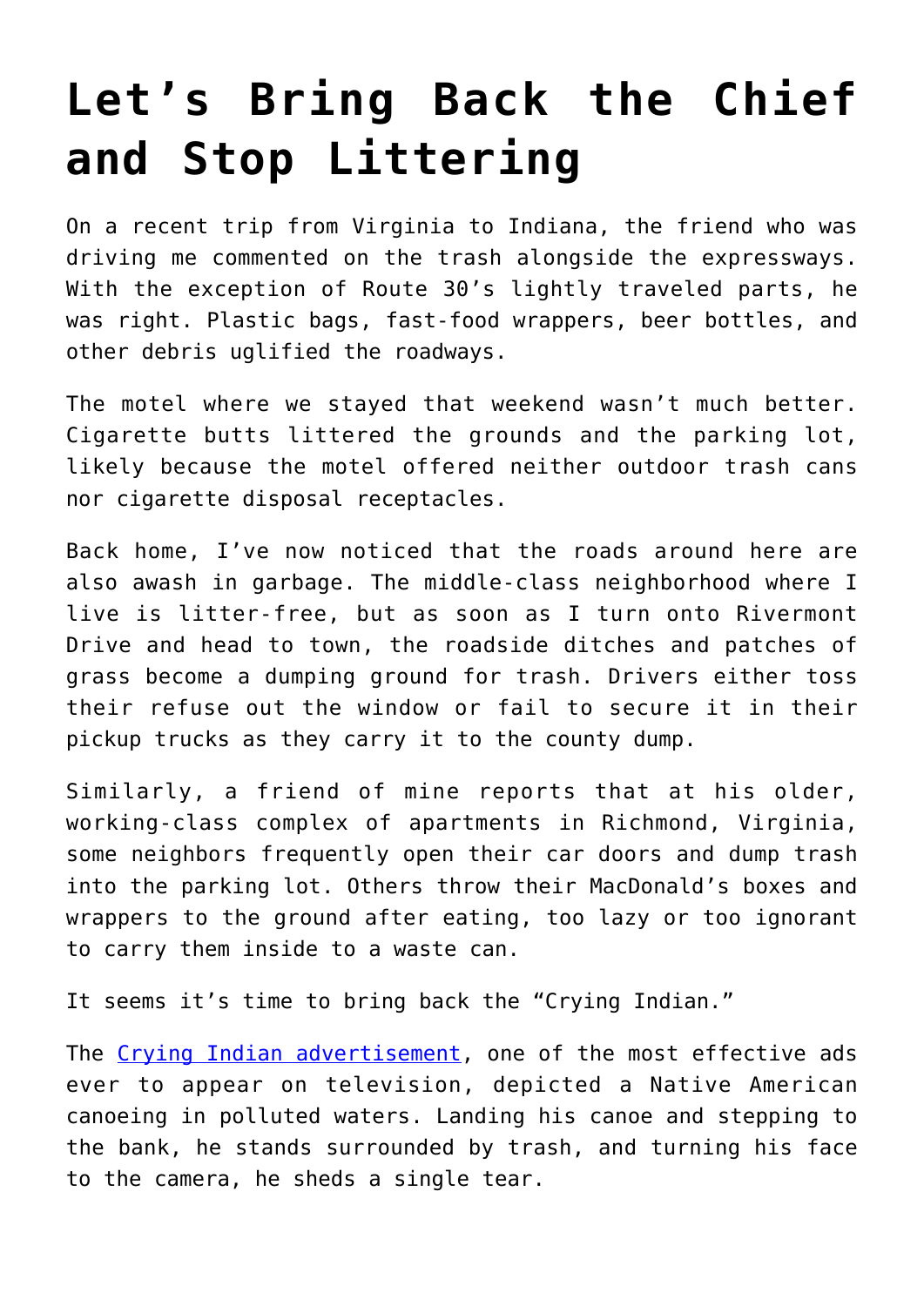# Let's Bring Back the Chief and Stop Littering

On a recent trip from Virginia to Indiana, the friend who was driving me commented on the trash alongside the expressways. With the exception of Route 30's lightly traveled parts, he was right. Plastic bags, fast-food wrappers, beer bottles, and other debris uglified the roadways.

The motel where we stayed that weekend wasn't much better. Cigarette butts littered the grounds and the parking lot, likely because the motel offered neither outdoor trash cans nor cigarette disposal receptacles.

Back home, I've now noticed that the roads around here are also awash in garbage. The middle-class neighborhood where I live is litter-free, but as soon as I turn onto Rivermont Drive and head to town, the roadside ditches and patches of grass become a dumping ground for trash. Drivers either toss their refuse out the window or fail to secure it in their pickup trucks as they carry it to the county dump.

Similarly, a friend of mine reports that at his older, working-class complex of apartments in Richmond, Virginia, some neighbors frequently open their car doors and dump trash into the parking lot. Others throw their MacDonald's boxes and wrappers to the ground after eating, too lazy or too ignorant to carry them inside to a waste can.

It seems it's time to bring back the "Crying Indian."

The Crying Indian advertisement, one of the most effective ads ever to appear on television, depicted a Native American canoeing in polluted waters. Landing his canoe and stepping to the bank, he stands surrounded by trash, and turning his face to the camera, he sheds a single tear.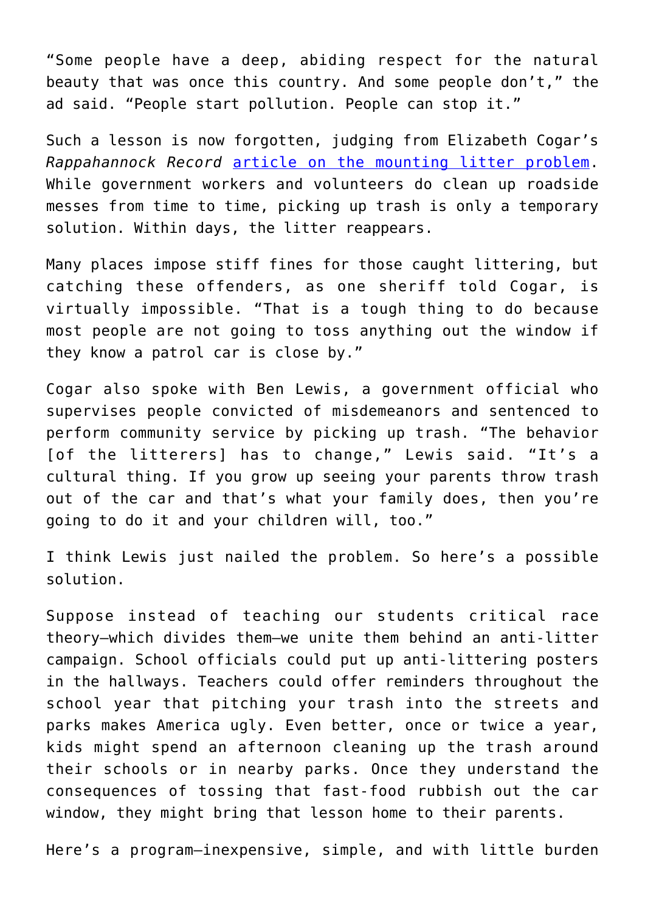“Some people have a deep, abiding respect for the natural beauty that was once this country. And some people don’t,” the ad said. “People start pollution. People can stop it.”

Such a lesson is now forgotten, judging from Elizabeth Cogar’s *Rappahannock Record* [article on the mounting litter problem](). While government workers and volunteers do clean up roadside messes from time to time, picking up trash is only a temporary solution. Within days, the litter reappears.

Many places impose stiff fines for those caught littering, but catching these offenders, as one sheriff told Cogar, is virtually impossible. “That is a tough thing to do because most people are not going to toss anything out the window if they know a patrol car is close by.”

Cogar also spoke with Ben Lewis, a government official who supervises people convicted of misdemeanors and sentenced to perform community service by picking up trash. “The behavior [of the litterers] has to change,” Lewis said. “It’s a cultural thing. If you grow up seeing your parents throw trash out of the car and that’s what your family does, then you’re going to do it and your children will, too.”

I think Lewis just nailed the problem. So here’s a possible solution.

Suppose instead of teaching our students critical race theory—which divides them—we unite them behind an anti-litter campaign. School officials could put up anti-littering posters in the hallways. Teachers could offer reminders throughout the school year that pitching your trash into the streets and parks makes America ugly. Even better, once or twice a year, kids might spend an afternoon cleaning up the trash around their schools or in nearby parks. Once they understand the consequences of tossing that fast-food rubbish out the car window, they might bring that lesson home to their parents.

Here’s a program—inexpensive, simple, and with little burden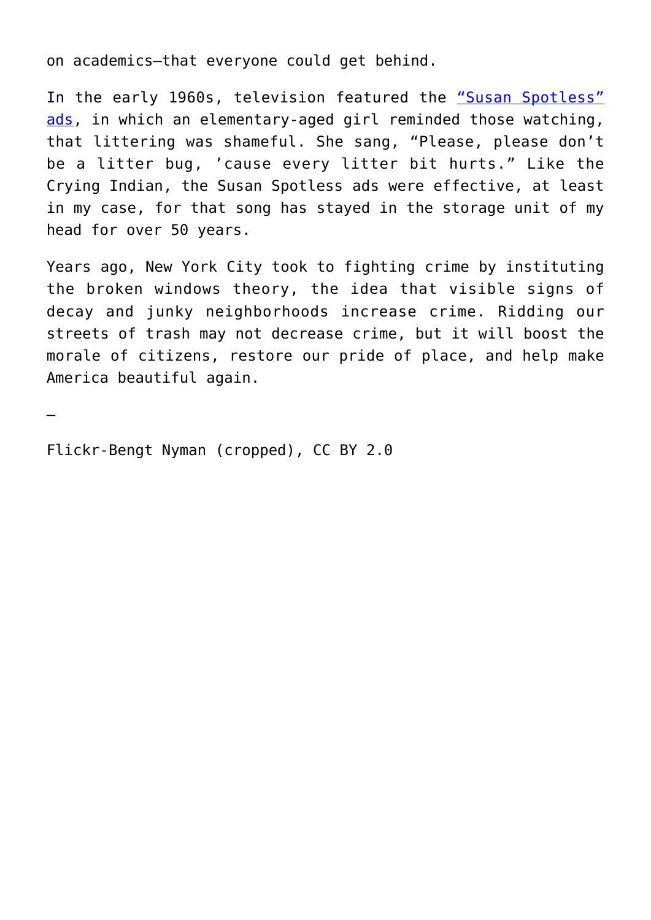on academics—that everyone could get behind.

In the early 1960s, television featured the "Susan Spotless" ads, in which an elementary-aged girl reminded those watching, that littering was shameful. She sang, "Please, please don't be a litter bug, 'cause every litter bit hurts." Like the Crying Indian, the Susan Spotless ads were effective, at least in my case, for that song has stayed in the storage unit of my head for over 50 years.

Years ago, New York City took to fighting crime by instituting the broken windows theory, the idea that visible signs of decay and junky neighborhoods increase crime. Ridding our streets of trash may not decrease crime, but it will boost the morale of citizens, restore our pride of place, and help make America beautiful again.

—

Flickr-Bengt Nyman (cropped), CC BY 2.0